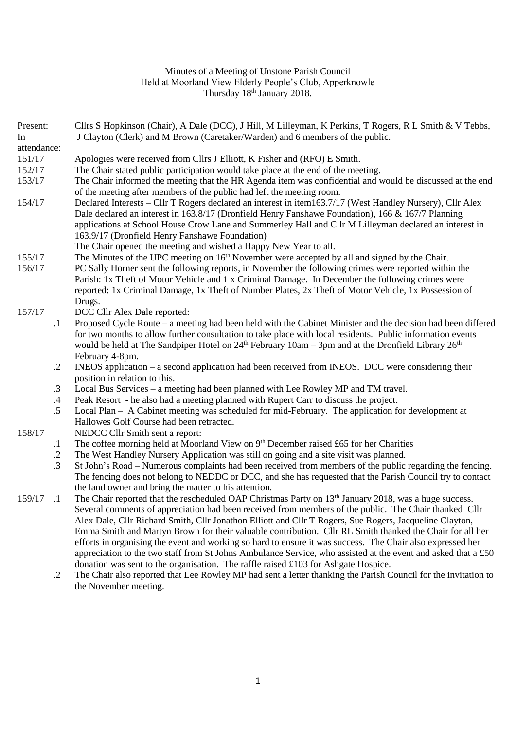Minutes of a Meeting of Unstone Parish Council
Held at Moorland View Elderly People's Club, Apperknowle
Thursday 18th January 2018.

**Present:** Cllrs S Hopkinson (Chair), A Dale (DCC), J Hill, M Lilleyman, K Perkins, T Rogers, R L Smith & V Tebbs,

**In attendance:** J Clayton (Clerk) and M Brown (Caretaker/Warden) and 6 members of the public.

**151/17** Apologies were received from Cllrs J Elliott, K Fisher and (RFO) E Smith.

**152/17** The Chair stated public participation would take place at the end of the meeting.

**153/17** The Chair informed the meeting that the HR Agenda item was confidential and would be discussed at the end of the meeting after members of the public had left the meeting room.

**154/17** Declared Interests – Cllr T Rogers declared an interest in item163.7/17 (West Handley Nursery), Cllr Alex Dale declared an interest in 163.8/17 (Dronfield Henry Fanshawe Foundation), 166 & 167/7 Planning applications at School House Crow Lane and Summerley Hall and Cllr M Lilleyman declared an interest in 163.9/17 (Dronfield Henry Fanshawe Foundation)

The Chair opened the meeting and wished a Happy New Year to all.

**155/17** The Minutes of the UPC meeting on 16th November were accepted by all and signed by the Chair.

**156/17** PC Sally Horner sent the following reports, in November the following crimes were reported within the Parish: 1x Theft of Motor Vehicle and 1 x Criminal Damage. In December the following crimes were reported: 1x Criminal Damage, 1x Theft of Number Plates, 2x Theft of Motor Vehicle, 1x Possession of Drugs.

**157/17** DCC Cllr Alex Dale reported:

- .1 Proposed Cycle Route – a meeting had been held with the Cabinet Minister and the decision had been differed for two months to allow further consultation to take place with local residents. Public information events would be held at The Sandpiper Hotel on 24th February 10am – 3pm and at the Dronfield Library 26th February 4-8pm.
- .2 INEOS application – a second application had been received from INEOS. DCC were considering their position in relation to this.
- .3 Local Bus Services – a meeting had been planned with Lee Rowley MP and TM travel.
- .4 Peak Resort - he also had a meeting planned with Rupert Carr to discuss the project.
- .5 Local Plan – A Cabinet meeting was scheduled for mid-February. The application for development at Hallowes Golf Course had been retracted.

**158/17** NEDCC Cllr Smith sent a report:

- .1 The coffee morning held at Moorland View on 9th December raised £65 for her Charities
- .2 The West Handley Nursery Application was still on going and a site visit was planned.
- .3 St John's Road – Numerous complaints had been received from members of the public regarding the fencing. The fencing does not belong to NEDDC or DCC, and she has requested that the Parish Council try to contact the land owner and bring the matter to his attention.

**159/17**

- .1 The Chair reported that the rescheduled OAP Christmas Party on 13th January 2018, was a huge success. Several comments of appreciation had been received from members of the public. The Chair thanked Cllr Alex Dale, Cllr Richard Smith, Cllr Jonathon Elliott and Cllr T Rogers, Sue Rogers, Jacqueline Clayton, Emma Smith and Martyn Brown for their valuable contribution. Cllr RL Smith thanked the Chair for all her efforts in organising the event and working so hard to ensure it was success. The Chair also expressed her appreciation to the two staff from St Johns Ambulance Service, who assisted at the event and asked that a £50 donation was sent to the organisation. The raffle raised £103 for Ashgate Hospice.
- .2 The Chair also reported that Lee Rowley MP had sent a letter thanking the Parish Council for the invitation to the November meeting.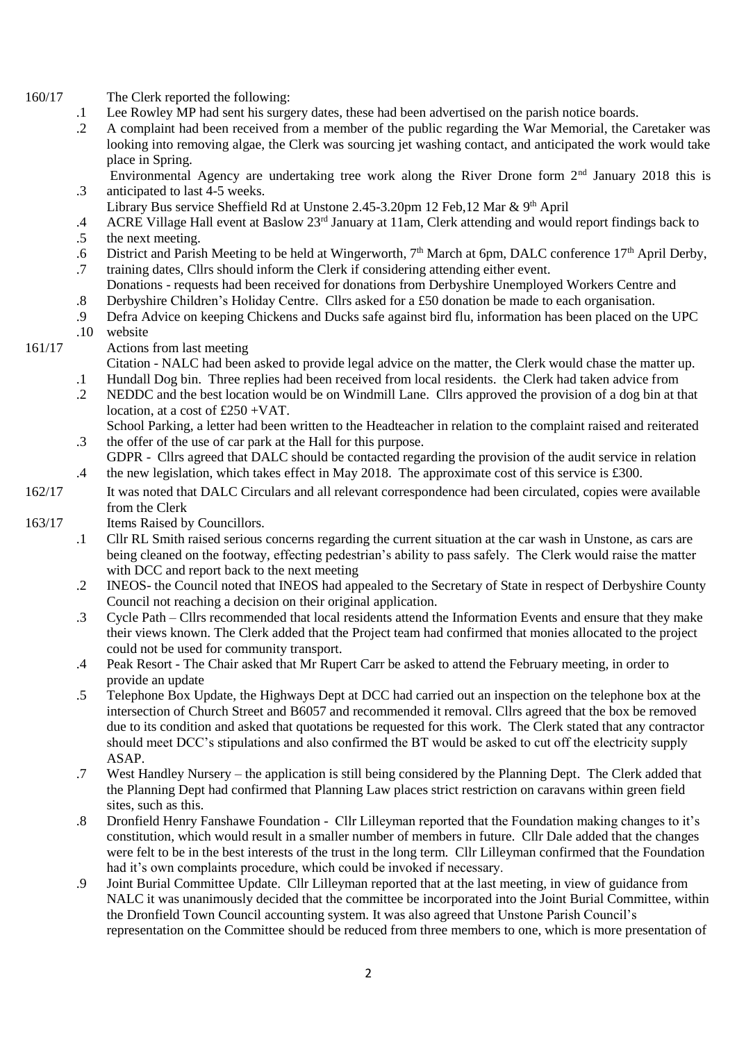160/17 The Clerk reported the following:

.1 Lee Rowley MP had sent his surgery dates, these had been advertised on the parish notice boards.

.2 A complaint had been received from a member of the public regarding the War Memorial, the Caretaker was looking into removing algae, the Clerk was sourcing jet washing contact, and anticipated the work would take place in Spring.

.3 Environmental Agency are undertaking tree work along the River Drone form 2nd January 2018 this is anticipated to last 4-5 weeks.

.4 Library Bus service Sheffield Rd at Unstone 2.45-3.20pm 12 Feb,12 Mar & 9th April

.5 ACRE Village Hall event at Baslow 23rd January at 11am, Clerk attending and would report findings back to the next meeting.

.6 District and Parish Meeting to be held at Wingerworth, 7th March at 6pm, DALC conference 17th April Derby,

.7 training dates, Cllrs should inform the Clerk if considering attending either event.

.8 Donations - requests had been received for donations from Derbyshire Unemployed Workers Centre and Derbyshire Children's Holiday Centre. Cllrs asked for a £50 donation be made to each organisation.

.9 Defra Advice on keeping Chickens and Ducks safe against bird flu, information has been placed on the UPC

.10 website

161/17 Actions from last meeting

.1 Citation - NALC had been asked to provide legal advice on the matter, the Clerk would chase the matter up.

.2 Hundall Dog bin. Three replies had been received from local residents. the Clerk had taken advice from NEDDC and the best location would be on Windmill Lane. Cllrs approved the provision of a dog bin at that location, at a cost of £250 +VAT.

.3 School Parking, a letter had been written to the Headteacher in relation to the complaint raised and reiterated the offer of the use of car park at the Hall for this purpose.

.4 GDPR - Cllrs agreed that DALC should be contacted regarding the provision of the audit service in relation the new legislation, which takes effect in May 2018. The approximate cost of this service is £300.

162/17 It was noted that DALC Circulars and all relevant correspondence had been circulated, copies were available from the Clerk

163/17 Items Raised by Councillors.

.1 Cllr RL Smith raised serious concerns regarding the current situation at the car wash in Unstone, as cars are being cleaned on the footway, effecting pedestrian's ability to pass safely. The Clerk would raise the matter with DCC and report back to the next meeting

.2 INEOS- the Council noted that INEOS had appealed to the Secretary of State in respect of Derbyshire County Council not reaching a decision on their original application.

.3 Cycle Path – Cllrs recommended that local residents attend the Information Events and ensure that they make their views known. The Clerk added that the Project team had confirmed that monies allocated to the project could not be used for community transport.

.4 Peak Resort - The Chair asked that Mr Rupert Carr be asked to attend the February meeting, in order to provide an update

.5 Telephone Box Update, the Highways Dept at DCC had carried out an inspection on the telephone box at the intersection of Church Street and B6057 and recommended it removal. Cllrs agreed that the box be removed due to its condition and asked that quotations be requested for this work. The Clerk stated that any contractor should meet DCC's stipulations and also confirmed the BT would be asked to cut off the electricity supply ASAP.

.7 West Handley Nursery – the application is still being considered by the Planning Dept. The Clerk added that the Planning Dept had confirmed that Planning Law places strict restriction on caravans within green field sites, such as this.

.8 Dronfield Henry Fanshawe Foundation - Cllr Lilleyman reported that the Foundation making changes to it's constitution, which would result in a smaller number of members in future. Cllr Dale added that the changes were felt to be in the best interests of the trust in the long term. Cllr Lilleyman confirmed that the Foundation had it's own complaints procedure, which could be invoked if necessary.

.9 Joint Burial Committee Update. Cllr Lilleyman reported that at the last meeting, in view of guidance from NALC it was unanimously decided that the committee be incorporated into the Joint Burial Committee, within the Dronfield Town Council accounting system. It was also agreed that Unstone Parish Council's representation on the Committee should be reduced from three members to one, which is more presentation of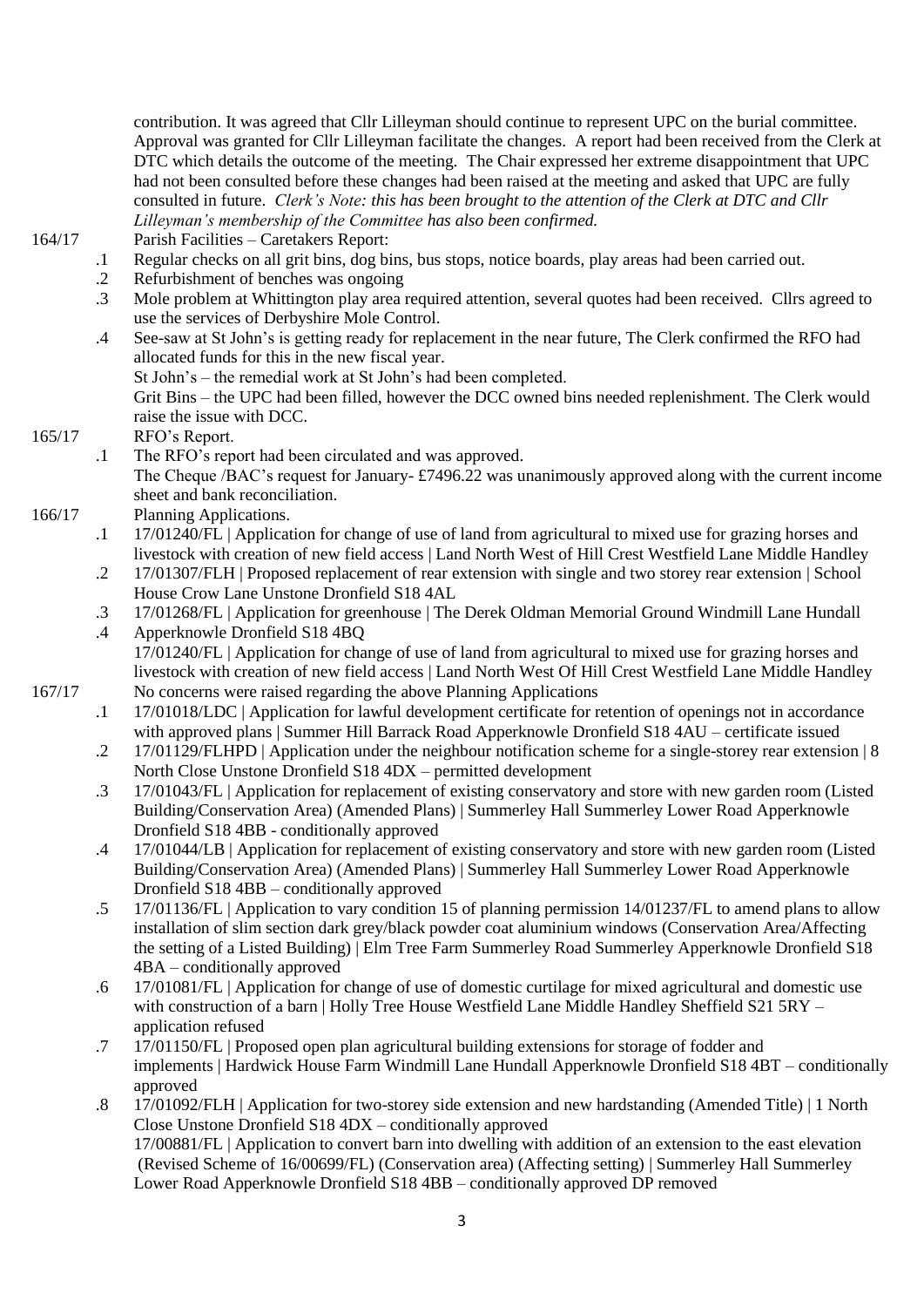contribution. It was agreed that Cllr Lilleyman should continue to represent UPC on the burial committee. Approval was granted for Cllr Lilleyman facilitate the changes. A report had been received from the Clerk at DTC which details the outcome of the meeting. The Chair expressed her extreme disappointment that UPC had not been consulted before these changes had been raised at the meeting and asked that UPC are fully consulted in future. *Clerk's Note: this has been brought to the attention of the Clerk at DTC and Cllr Lilleyman's membership of the Committee has also been confirmed.*

164/17 Parish Facilities – Caretakers Report:

.1 Regular checks on all grit bins, dog bins, bus stops, notice boards, play areas had been carried out.

.2 Refurbishment of benches was ongoing

.3 Mole problem at Whittington play area required attention, several quotes had been received. Cllrs agreed to use the services of Derbyshire Mole Control.

.4 See-saw at St John's is getting ready for replacement in the near future, The Clerk confirmed the RFO had allocated funds for this in the new fiscal year.
St John's – the remedial work at St John's had been completed.
Grit Bins – the UPC had been filled, however the DCC owned bins needed replenishment. The Clerk would raise the issue with DCC.

165/17 RFO's Report.

.1 The RFO's report had been circulated and was approved.
The Cheque /BAC's request for January- £7496.22 was unanimously approved along with the current income sheet and bank reconciliation.

166/17 Planning Applications.

.1 17/01240/FL | Application for change of use of land from agricultural to mixed use for grazing horses and livestock with creation of new field access | Land North West of Hill Crest Westfield Lane Middle Handley

.2 17/01307/FLH | Proposed replacement of rear extension with single and two storey rear extension | School House Crow Lane Unstone Dronfield S18 4AL

.3 17/01268/FL | Application for greenhouse | The Derek Oldman Memorial Ground Windmill Lane Hundall

.4 Apperknowle Dronfield S18 4BQ
17/01240/FL | Application for change of use of land from agricultural to mixed use for grazing horses and livestock with creation of new field access | Land North West Of Hill Crest Westfield Lane Middle Handley

167/17 No concerns were raised regarding the above Planning Applications

.1 17/01018/LDC | Application for lawful development certificate for retention of openings not in accordance with approved plans | Summer Hill Barrack Road Apperknowle Dronfield S18 4AU – certificate issued

.2 17/01129/FLHPD | Application under the neighbour notification scheme for a single-storey rear extension | 8 North Close Unstone Dronfield S18 4DX – permitted development

.3 17/01043/FL | Application for replacement of existing conservatory and store with new garden room (Listed Building/Conservation Area) (Amended Plans) | Summerley Hall Summerley Lower Road Apperknowle Dronfield S18 4BB - conditionally approved

.4 17/01044/LB | Application for replacement of existing conservatory and store with new garden room (Listed Building/Conservation Area) (Amended Plans) | Summerley Hall Summerley Lower Road Apperknowle Dronfield S18 4BB – conditionally approved

.5 17/01136/FL | Application to vary condition 15 of planning permission 14/01237/FL to amend plans to allow installation of slim section dark grey/black powder coat aluminium windows (Conservation Area/Affecting the setting of a Listed Building) | Elm Tree Farm Summerley Road Summerley Apperknowle Dronfield S18 4BA – conditionally approved

.6 17/01081/FL | Application for change of use of domestic curtilage for mixed agricultural and domestic use with construction of a barn | Holly Tree House Westfield Lane Middle Handley Sheffield S21 5RY – application refused

.7 17/01150/FL | Proposed open plan agricultural building extensions for storage of fodder and implements | Hardwick House Farm Windmill Lane Hundall Apperknowle Dronfield S18 4BT – conditionally approved

.8 17/01092/FLH | Application for two-storey side extension and new hardstanding (Amended Title) | 1 North Close Unstone Dronfield S18 4DX – conditionally approved
17/00881/FL | Application to convert barn into dwelling with addition of an extension to the east elevation (Revised Scheme of 16/00699/FL) (Conservation area) (Affecting setting) | Summerley Hall Summerley Lower Road Apperknowle Dronfield S18 4BB – conditionally approved DP removed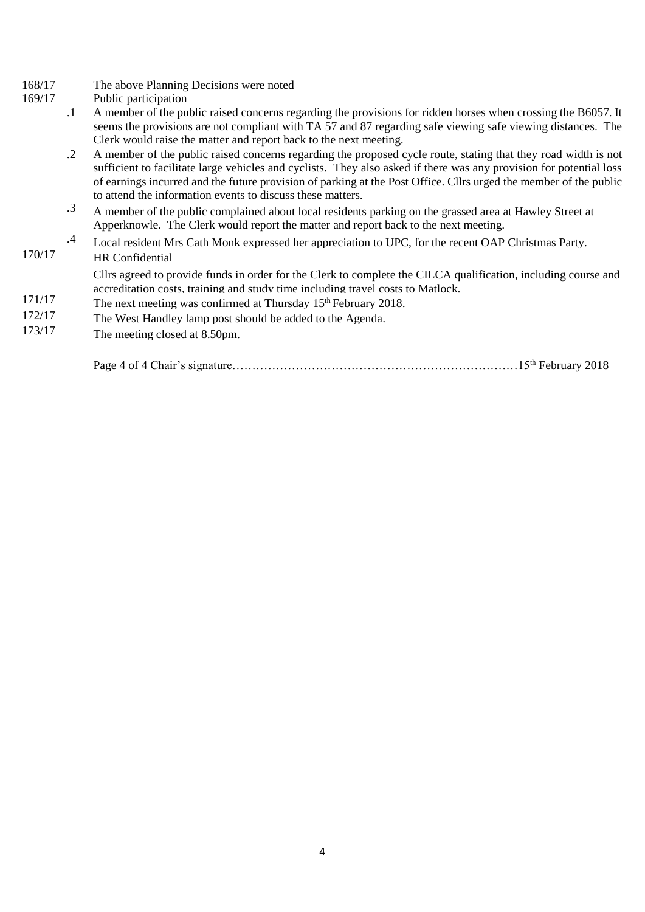168/17 The above Planning Decisions were noted

169/17 Public participation

.1 A member of the public raised concerns regarding the provisions for ridden horses when crossing the B6057. It seems the provisions are not compliant with TA 57 and 87 regarding safe viewing safe viewing distances. The Clerk would raise the matter and report back to the next meeting.

.2 A member of the public raised concerns regarding the proposed cycle route, stating that they road width is not sufficient to facilitate large vehicles and cyclists. They also asked if there was any provision for potential loss of earnings incurred and the future provision of parking at the Post Office. Cllrs urged the member of the public to attend the information events to discuss these matters.

.3 A member of the public complained about local residents parking on the grassed area at Hawley Street at Apperknowle. The Clerk would report the matter and report back to the next meeting.

.4 Local resident Mrs Cath Monk expressed her appreciation to UPC, for the recent OAP Christmas Party.

170/17 HR Confidential

Cllrs agreed to provide funds in order for the Clerk to complete the CILCA qualification, including course and accreditation costs, training and study time including travel costs to Matlock.

171/17 The next meeting was confirmed at Thursday 15th February 2018.

172/17 The West Handley lamp post should be added to the Agenda.

173/17 The meeting closed at 8.50pm.

Page 4 of 4 Chair's signature………………………………………………………………15th February 2018